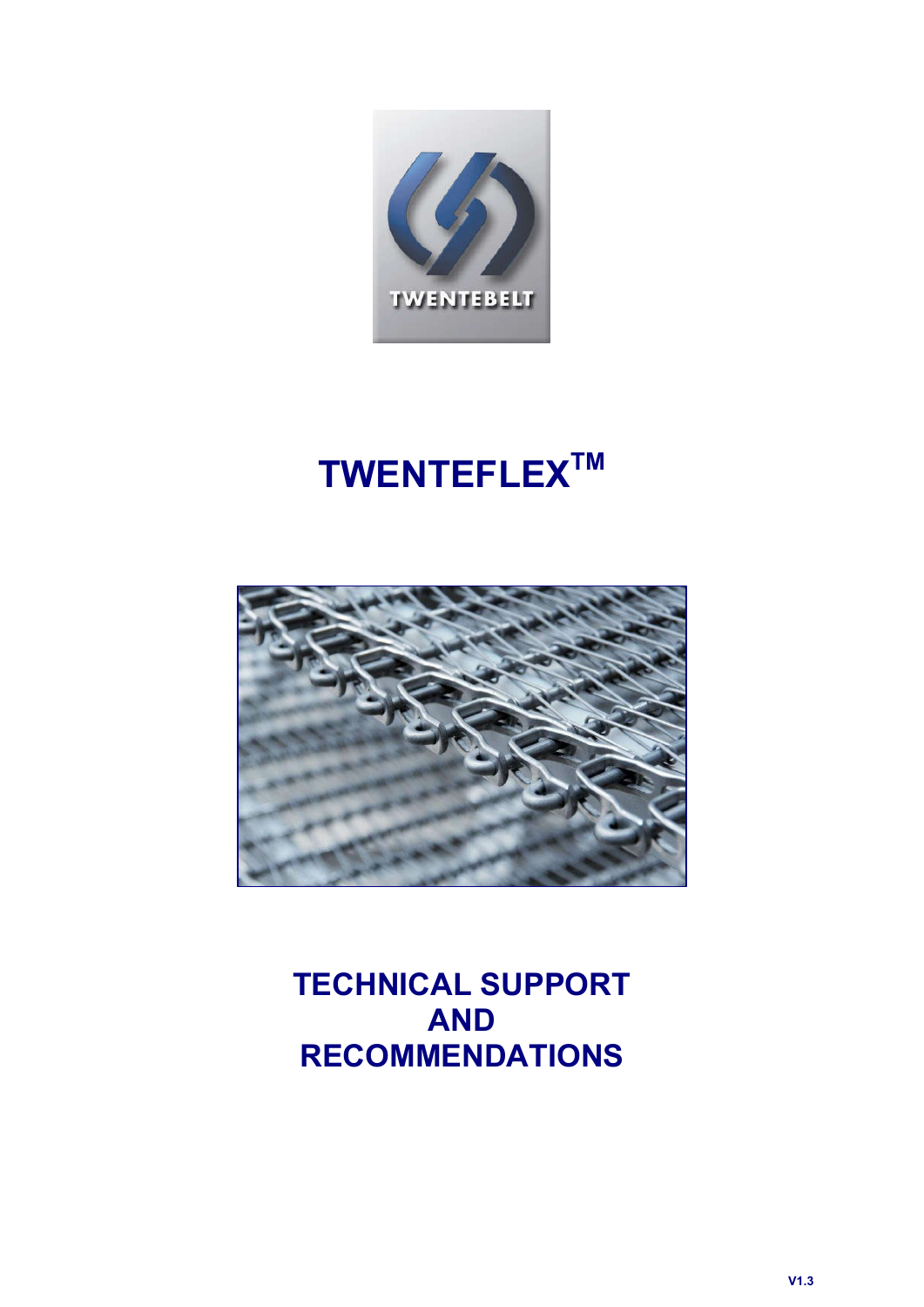# TWENTEFLEX™

## TECHNICAL SUPPORT AND RECOMMENDATIONS

V1.3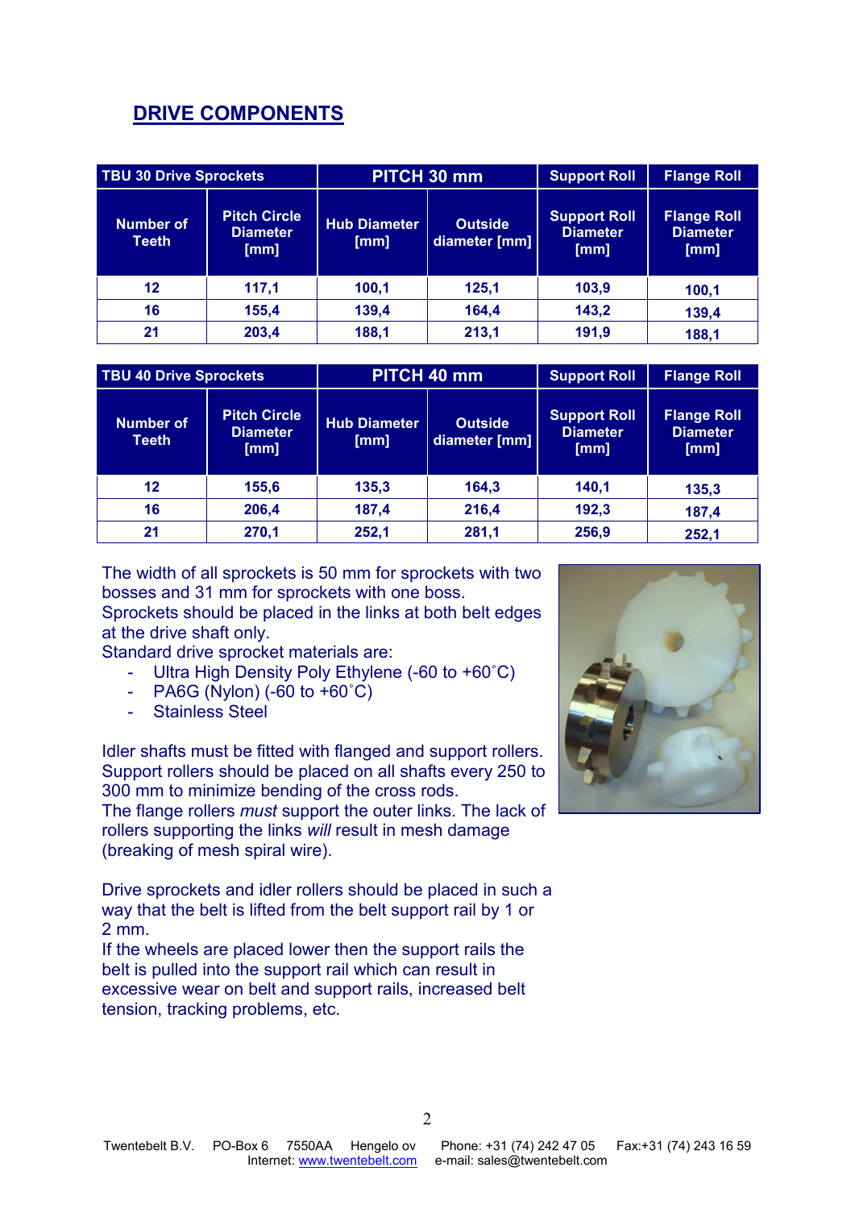# DRIVE COMPONENTS

| TBU 30 Drive Sprockets | | PITCH 30 mm | | Support Roll | Flange Roll |
|---|---|---|---|---|---|
| Number of Teeth | Pitch Circle Diameter [mm] | Hub Diameter [mm] | Outside diameter [mm] | Support Roll Diameter [mm] | Flange Roll Diameter [mm] |
| 12 | 117,1 | 100,1 | 125,1 | 103,9 | 100,1 |
| 16 | 155,4 | 139,4 | 164,4 | 143,2 | 139,4 |
| 21 | 203,4 | 188,1 | 213,1 | 191,9 | 188,1 |

| TBU 40 Drive Sprockets | | PITCH 40 mm | | Support Roll | Flange Roll |
|---|---|---|---|---|---|
| Number of Teeth | Pitch Circle Diameter [mm] | Hub Diameter [mm] | Outside diameter [mm] | Support Roll Diameter [mm] | Flange Roll Diameter [mm] |
| 12 | 155,6 | 135,3 | 164,3 | 140,1 | 135,3 |
| 16 | 206,4 | 187,4 | 216,4 | 192,3 | 187,4 |
| 21 | 270,1 | 252,1 | 281,1 | 256,9 | 252,1 |

The width of all sprockets is 50 mm for sprockets with two bosses and 31 mm for sprockets with one boss.
Sprockets should be placed in the links at both belt edges at the drive shaft only.
Standard drive sprocket materials are:

- Ultra High Density Poly Ethylene (-60 to +60˚C)
- PA6G (Nylon) (-60 to +60˚C)
- Stainless Steel

Idler shafts must be fitted with flanged and support rollers. Support rollers should be placed on all shafts every 250 to 300 mm to minimize bending of the cross rods.
The flange rollers *must* support the outer links. The lack of rollers supporting the links *will* result in mesh damage (breaking of mesh spiral wire).

Drive sprockets and idler rollers should be placed in such a way that the belt is lifted from the belt support rail by 1 or 2 mm.
If the wheels are placed lower then the support rails the belt is pulled into the support rail which can result in excessive wear on belt and support rails, increased belt tension, tracking problems, etc.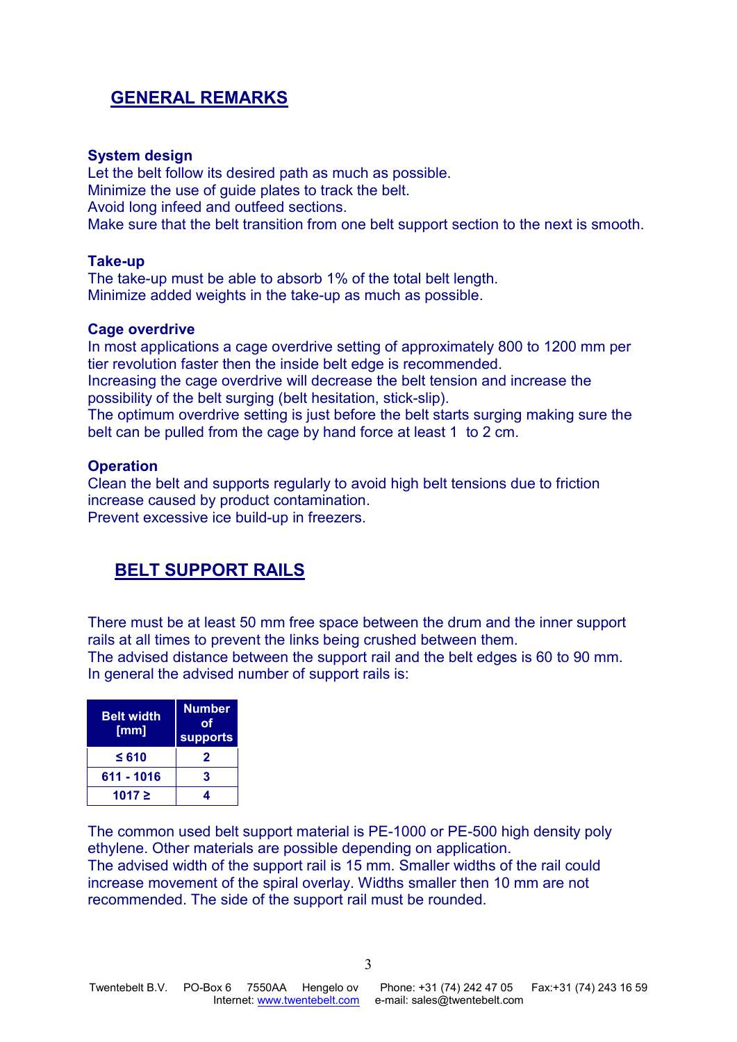## GENERAL REMARKS

**System design**
Let the belt follow its desired path as much as possible.
Minimize the use of guide plates to track the belt.
Avoid long infeed and outfeed sections.
Make sure that the belt transition from one belt support section to the next is smooth.

**Take-up**
The take-up must be able to absorb 1% of the total belt length.
Minimize added weights in the take-up as much as possible.

**Cage overdrive**
In most applications a cage overdrive setting of approximately 800 to 1200 mm per tier revolution faster then the inside belt edge is recommended.
Increasing the cage overdrive will decrease the belt tension and increase the possibility of the belt surging (belt hesitation, stick-slip).
The optimum overdrive setting is just before the belt starts surging making sure the belt can be pulled from the cage by hand force at least 1 to 2 cm.

**Operation**
Clean the belt and supports regularly to avoid high belt tensions due to friction increase caused by product contamination.
Prevent excessive ice build-up in freezers.

## BELT SUPPORT RAILS

There must be at least 50 mm free space between the drum and the inner support rails at all times to prevent the links being crushed between them.
The advised distance between the support rail and the belt edges is 60 to 90 mm.
In general the advised number of support rails is:

| Belt width [mm] | Number of supports |
|---|---|
| ≤ 610 | 2 |
| 611 - 1016 | 3 |
| 1017 ≥ | 4 |

The common used belt support material is PE-1000 or PE-500 high density poly ethylene. Other materials are possible depending on application.
The advised width of the support rail is 15 mm. Smaller widths of the rail could increase movement of the spiral overlay. Widths smaller then 10 mm are not recommended. The side of the support rail must be rounded.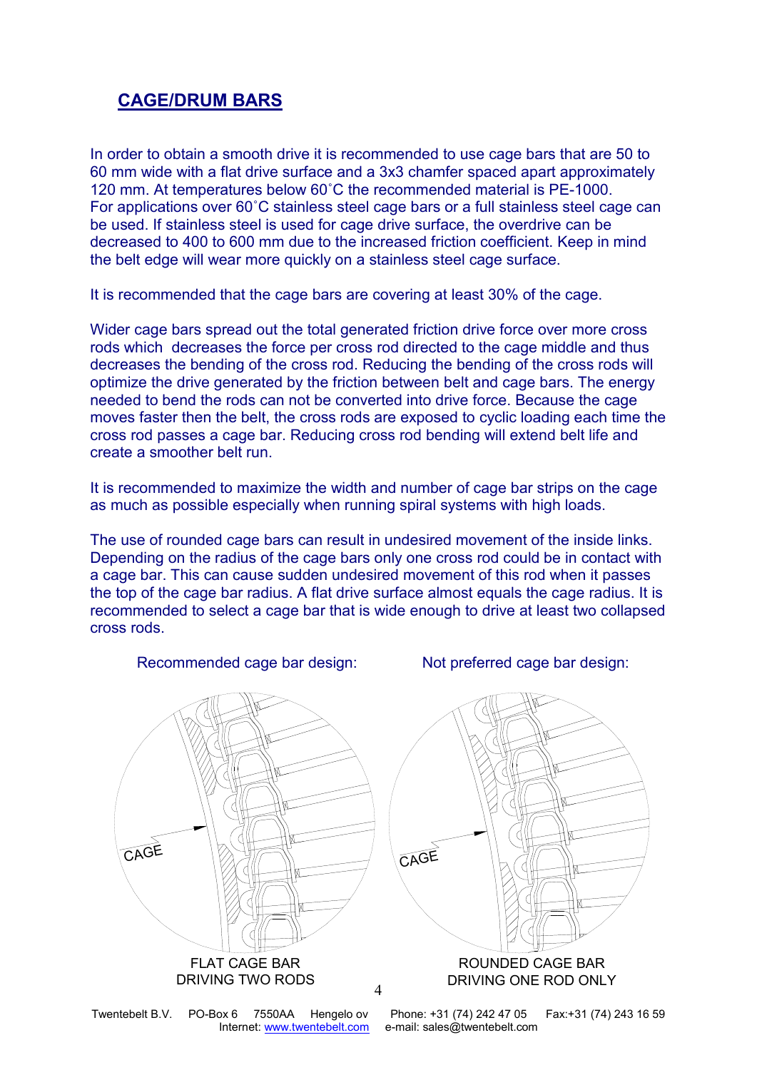## CAGE/DRUM BARS

In order to obtain a smooth drive it is recommended to use cage bars that are 50 to 60 mm wide with a flat drive surface and a 3x3 chamfer spaced apart approximately 120 mm. At temperatures below 60˚C the recommended material is PE-1000.
For applications over 60˚C stainless steel cage bars or a full stainless steel cage can be used. If stainless steel is used for cage drive surface, the overdrive can be decreased to 400 to 600 mm due to the increased friction coefficient. Keep in mind the belt edge will wear more quickly on a stainless steel cage surface.

It is recommended that the cage bars are covering at least 30% of the cage.

Wider cage bars spread out the total generated friction drive force over more cross rods which decreases the force per cross rod directed to the cage middle and thus decreases the bending of the cross rod. Reducing the bending of the cross rods will optimize the drive generated by the friction between belt and cage bars. The energy needed to bend the rods can not be converted into drive force. Because the cage moves faster then the belt, the cross rods are exposed to cyclic loading each time the cross rod passes a cage bar. Reducing cross rod bending will extend belt life and create a smoother belt run.

It is recommended to maximize the width and number of cage bar strips on the cage as much as possible especially when running spiral systems with high loads.

The use of rounded cage bars can result in undesired movement of the inside links. Depending on the radius of the cage bars only one cross rod could be in contact with a cage bar. This can cause sudden undesired movement of this rod when it passes the top of the cage bar radius. A flat drive surface almost equals the cage radius. It is recommended to select a cage bar that is wide enough to drive at least two collapsed cross rods.

Recommended cage bar design:

CAGE

FLAT CAGE BAR
DRIVING TWO RODS

Not preferred cage bar design:

CAGE

ROUNDED CAGE BAR
DRIVING ONE ROD ONLY

Twentebelt B.V. PO-Box 6 7550AA Hengelo ov Phone: +31 (74) 242 47 05 Fax:+31 (74) 243 16 59
Internet: www.twentebelt.com e-mail: sales@twentebelt.com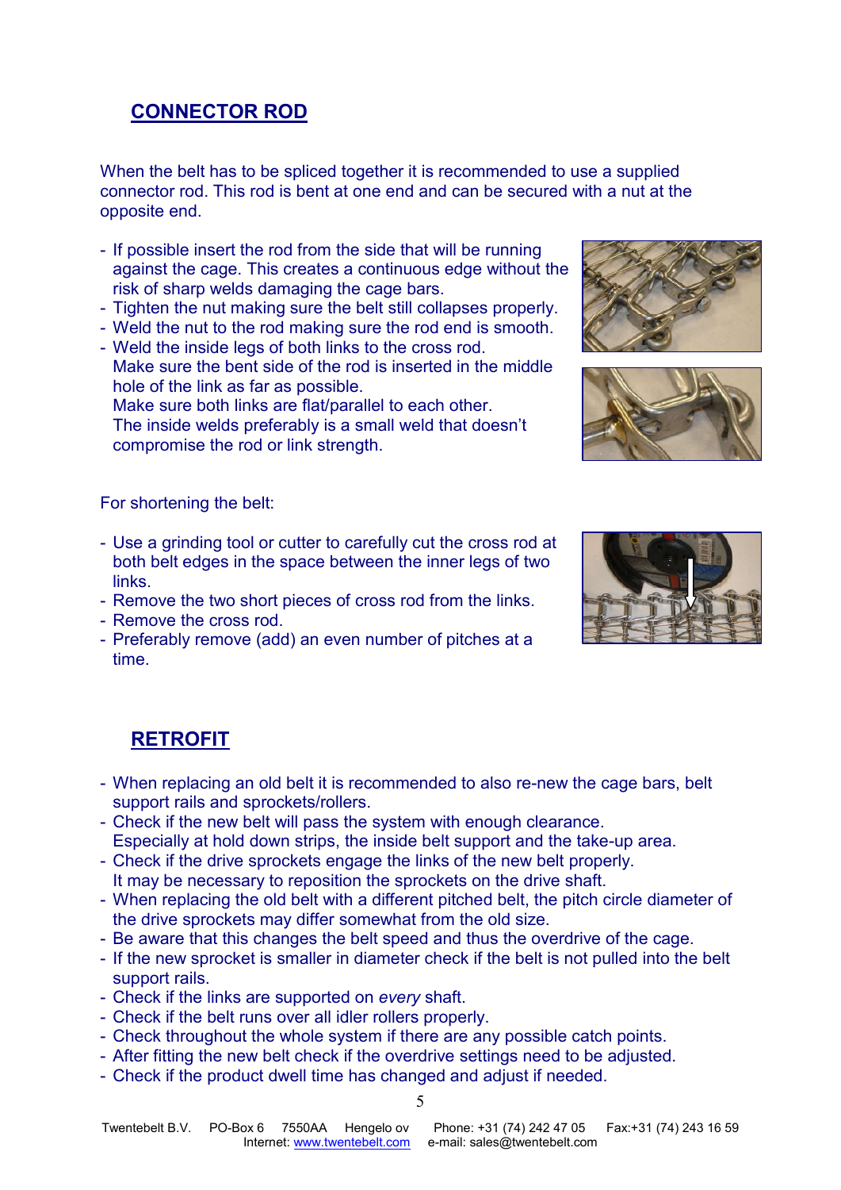## CONNECTOR ROD

When the belt has to be spliced together it is recommended to use a supplied connector rod. This rod is bent at one end and can be secured with a nut at the opposite end.

- If possible insert the rod from the side that will be running against the cage. This creates a continuous edge without the risk of sharp welds damaging the cage bars.
- Tighten the nut making sure the belt still collapses properly.
- Weld the nut to the rod making sure the rod end is smooth.
- Weld the inside legs of both links to the cross rod.
  Make sure the bent side of the rod is inserted in the middle hole of the link as far as possible.
  Make sure both links are flat/parallel to each other.
  The inside welds preferably is a small weld that doesn't compromise the rod or link strength.

For shortening the belt:

- Use a grinding tool or cutter to carefully cut the cross rod at both belt edges in the space between the inner legs of two links.
- Remove the two short pieces of cross rod from the links.
- Remove the cross rod.
- Preferably remove (add) an even number of pitches at a time.

## RETROFIT

- When replacing an old belt it is recommended to also re-new the cage bars, belt support rails and sprockets/rollers.
- Check if the new belt will pass the system with enough clearance.
  Especially at hold down strips, the inside belt support and the take-up area.
- Check if the drive sprockets engage the links of the new belt properly.
  It may be necessary to reposition the sprockets on the drive shaft.
- When replacing the old belt with a different pitched belt, the pitch circle diameter of the drive sprockets may differ somewhat from the old size.
- Be aware that this changes the belt speed and thus the overdrive of the cage.
- If the new sprocket is smaller in diameter check if the belt is not pulled into the belt support rails.
- Check if the links are supported on *every* shaft.
- Check if the belt runs over all idler rollers properly.
- Check throughout the whole system if there are any possible catch points.
- After fitting the new belt check if the overdrive settings need to be adjusted.
- Check if the product dwell time has changed and adjust if needed.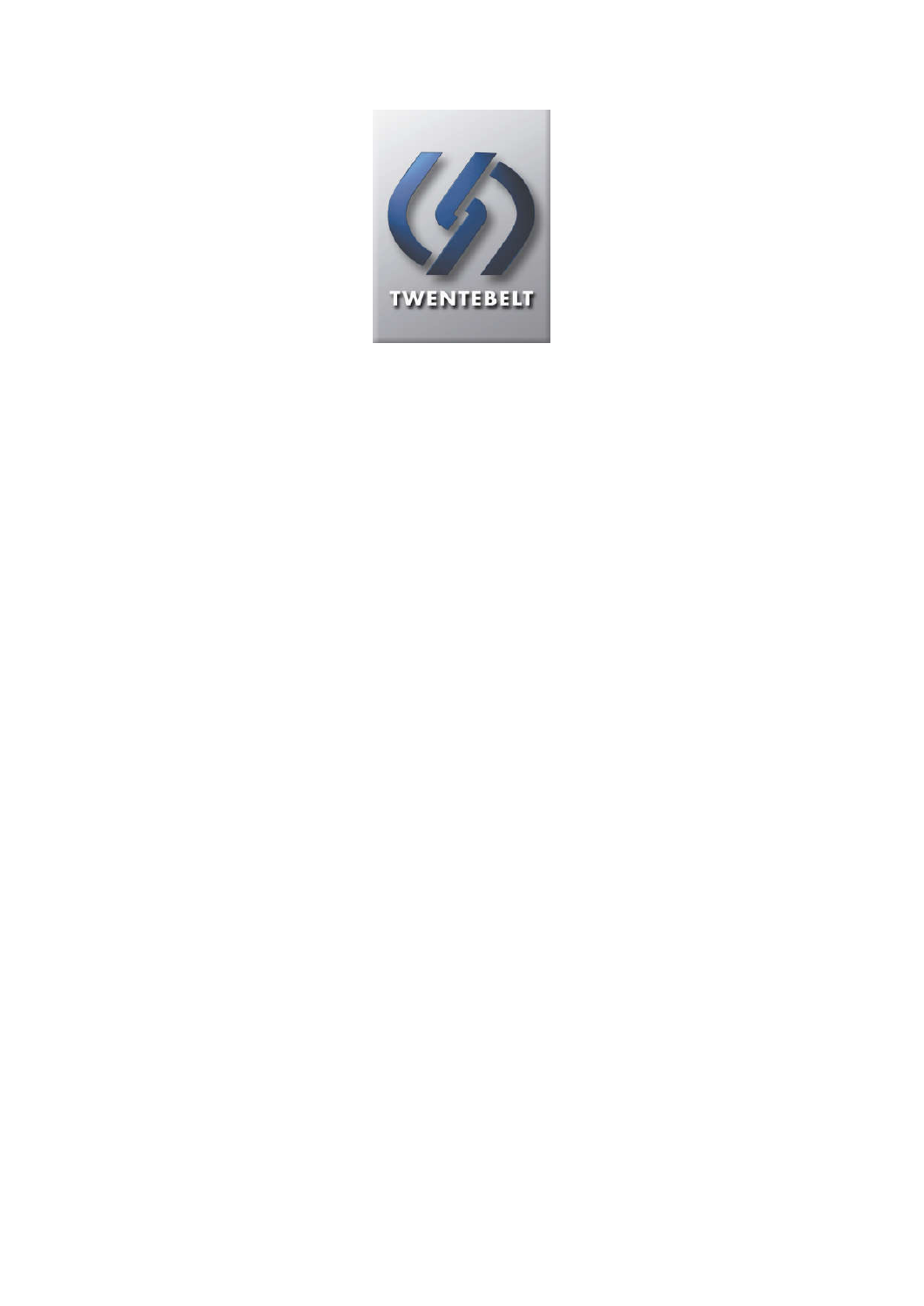TWENTEBELT